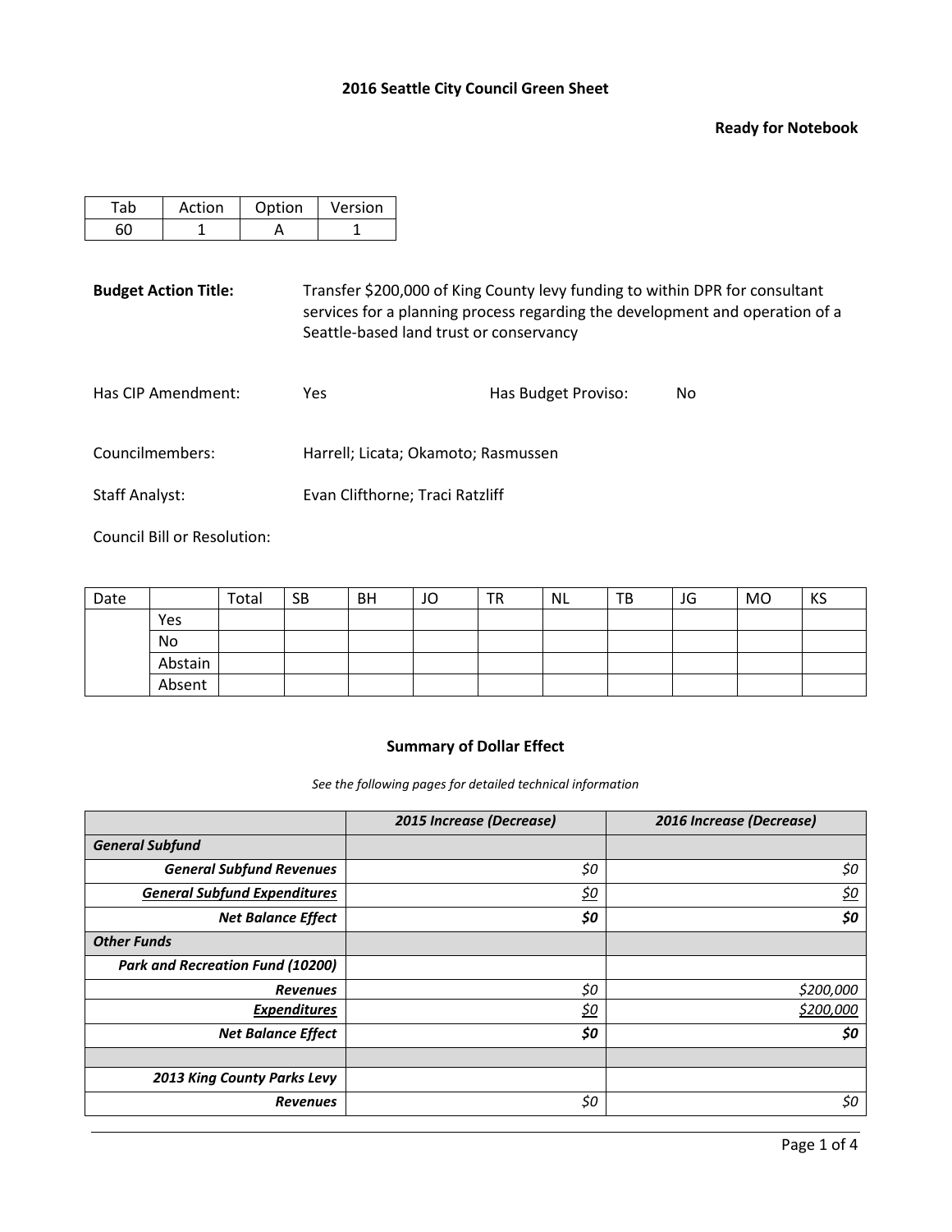# 2016 Seattle City Council Green Sheet

**Ready for Notebook**

| Tab | Action | Option | Version |
|---|---|---|---|
| 60 | 1 | A | 1 |

**Budget Action Title:** Transfer $200,000 of King County levy funding to within DPR for consultant services for a planning process regarding the development and operation of a Seattle-based land trust or conservancy

Has CIP Amendment: Yes

Has Budget Proviso: No

Councilmembers: Harrell; Licata; Okamoto; Rasmussen

Staff Analyst: Evan Clifthorne; Traci Ratzliff

Council Bill or Resolution:

| Date | | Total | SB | BH | JO | TR | NL | TB | JG | MO | KS |
|---|---|---|---|---|---|---|---|---|---|---|---|
| | Yes | | | | | | | | | | |
| | No | | | | | | | | | | |
| | Abstain | | | | | | | | | | |
| | Absent | | | | | | | | | | |

### Summary of Dollar Effect

*See the following pages for detailed technical information*

| | *2015 Increase (Decrease)* | *2016 Increase (Decrease)* |
|---|---|---|
| ***General Subfund*** | | |
| ***General Subfund Revenues*** | *$0* | *$0* |
| ***General Subfund Expenditures*** | *$0* | *$0* |
| ***Net Balance Effect*** | ***$0*** | ***$0*** |
| ***Other Funds*** | | |
| ***Park and Recreation Fund (10200)*** | | |
| ***Revenues*** | *$0* | *$200,000* |
| ***Expenditures*** | *$0* | *$200,000* |
| ***Net Balance Effect*** | ***$0*** | ***$0*** |
| | | |
| ***2013 King County Parks Levy*** | | |
| ***Revenues*** | *$0* | *$0* |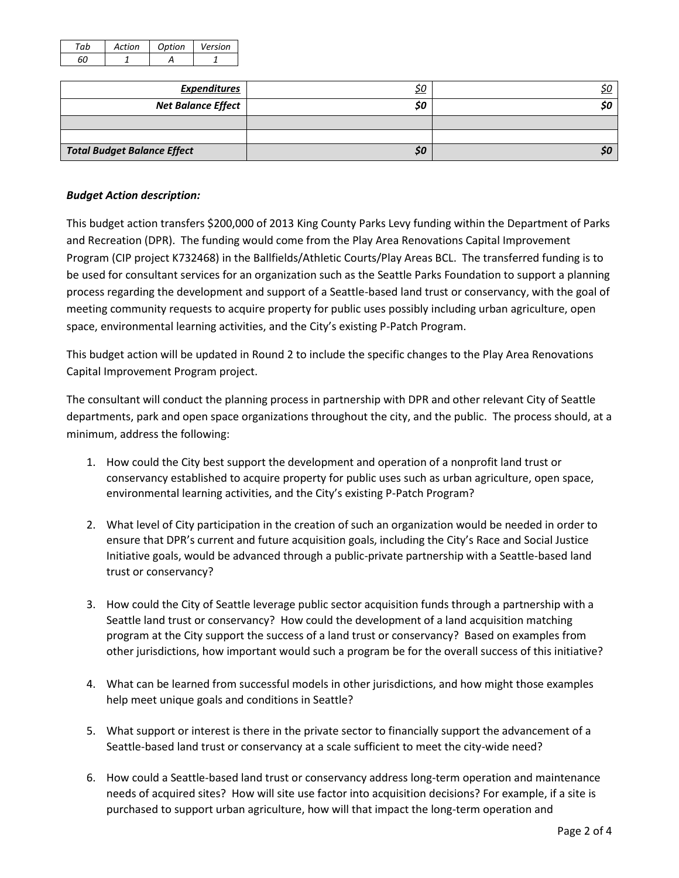| Tab | Action | Option | Version |
| --- | --- | --- | --- |
| 60 | 1 | A | 1 |

| | | |
| --- | --- | --- |
| ***Expenditures*** | $0 | $0 |
| ***Net Balance Effect*** | ***$0*** | ***$0*** |
| | | |
| | | |
| ***Total Budget Balance Effect*** | ***$0*** | ***$0*** |

***Budget Action description:***

This budget action transfers $200,000 of 2013 King County Parks Levy funding within the Department of Parks and Recreation (DPR). The funding would come from the Play Area Renovations Capital Improvement Program (CIP project K732468) in the Ballfields/Athletic Courts/Play Areas BCL. The transferred funding is to be used for consultant services for an organization such as the Seattle Parks Foundation to support a planning process regarding the development and support of a Seattle-based land trust or conservancy, with the goal of meeting community requests to acquire property for public uses possibly including urban agriculture, open space, environmental learning activities, and the City's existing P-Patch Program.

This budget action will be updated in Round 2 to include the specific changes to the Play Area Renovations Capital Improvement Program project.

The consultant will conduct the planning process in partnership with DPR and other relevant City of Seattle departments, park and open space organizations throughout the city, and the public. The process should, at a minimum, address the following:

1. How could the City best support the development and operation of a nonprofit land trust or conservancy established to acquire property for public uses such as urban agriculture, open space, environmental learning activities, and the City's existing P-Patch Program?

2. What level of City participation in the creation of such an organization would be needed in order to ensure that DPR's current and future acquisition goals, including the City's Race and Social Justice Initiative goals, would be advanced through a public-private partnership with a Seattle-based land trust or conservancy?

3. How could the City of Seattle leverage public sector acquisition funds through a partnership with a Seattle land trust or conservancy? How could the development of a land acquisition matching program at the City support the success of a land trust or conservancy? Based on examples from other jurisdictions, how important would such a program be for the overall success of this initiative?

4. What can be learned from successful models in other jurisdictions, and how might those examples help meet unique goals and conditions in Seattle?

5. What support or interest is there in the private sector to financially support the advancement of a Seattle-based land trust or conservancy at a scale sufficient to meet the city-wide need?

6. How could a Seattle-based land trust or conservancy address long-term operation and maintenance needs of acquired sites? How will site use factor into acquisition decisions? For example, if a site is purchased to support urban agriculture, how will that impact the long-term operation and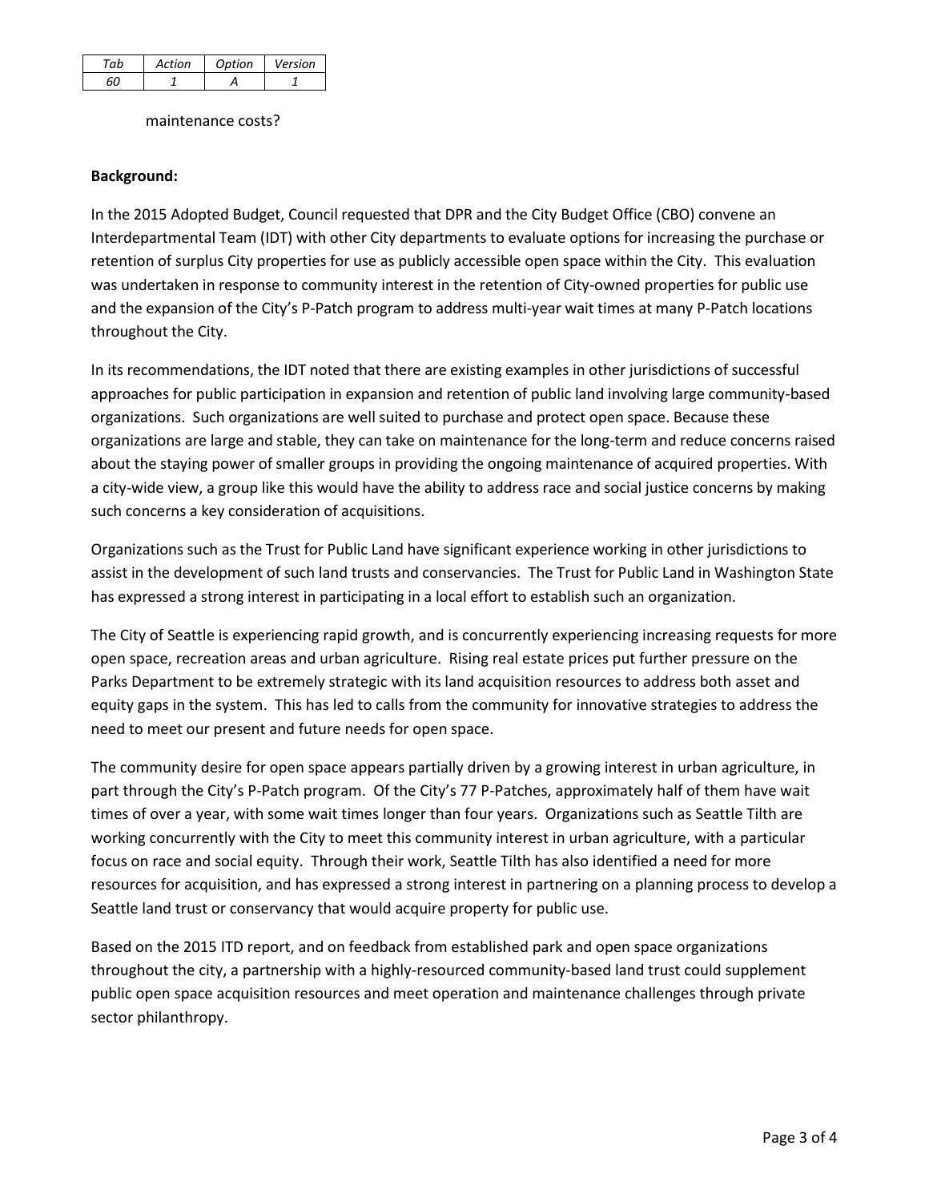| Tab | Action | Option | Version |
|---|---|---|---|
| 60 | 1 | A | 1 |

maintenance costs?

**Background:**

In the 2015 Adopted Budget, Council requested that DPR and the City Budget Office (CBO) convene an Interdepartmental Team (IDT) with other City departments to evaluate options for increasing the purchase or retention of surplus City properties for use as publicly accessible open space within the City. This evaluation was undertaken in response to community interest in the retention of City-owned properties for public use and the expansion of the City's P-Patch program to address multi-year wait times at many P-Patch locations throughout the City.

In its recommendations, the IDT noted that there are existing examples in other jurisdictions of successful approaches for public participation in expansion and retention of public land involving large community-based organizations. Such organizations are well suited to purchase and protect open space. Because these organizations are large and stable, they can take on maintenance for the long-term and reduce concerns raised about the staying power of smaller groups in providing the ongoing maintenance of acquired properties. With a city-wide view, a group like this would have the ability to address race and social justice concerns by making such concerns a key consideration of acquisitions.

Organizations such as the Trust for Public Land have significant experience working in other jurisdictions to assist in the development of such land trusts and conservancies. The Trust for Public Land in Washington State has expressed a strong interest in participating in a local effort to establish such an organization.

The City of Seattle is experiencing rapid growth, and is concurrently experiencing increasing requests for more open space, recreation areas and urban agriculture. Rising real estate prices put further pressure on the Parks Department to be extremely strategic with its land acquisition resources to address both asset and equity gaps in the system. This has led to calls from the community for innovative strategies to address the need to meet our present and future needs for open space.

The community desire for open space appears partially driven by a growing interest in urban agriculture, in part through the City's P-Patch program. Of the City's 77 P-Patches, approximately half of them have wait times of over a year, with some wait times longer than four years. Organizations such as Seattle Tilth are working concurrently with the City to meet this community interest in urban agriculture, with a particular focus on race and social equity. Through their work, Seattle Tilth has also identified a need for more resources for acquisition, and has expressed a strong interest in partnering on a planning process to develop a Seattle land trust or conservancy that would acquire property for public use.

Based on the 2015 ITD report, and on feedback from established park and open space organizations throughout the city, a partnership with a highly-resourced community-based land trust could supplement public open space acquisition resources and meet operation and maintenance challenges through private sector philanthropy.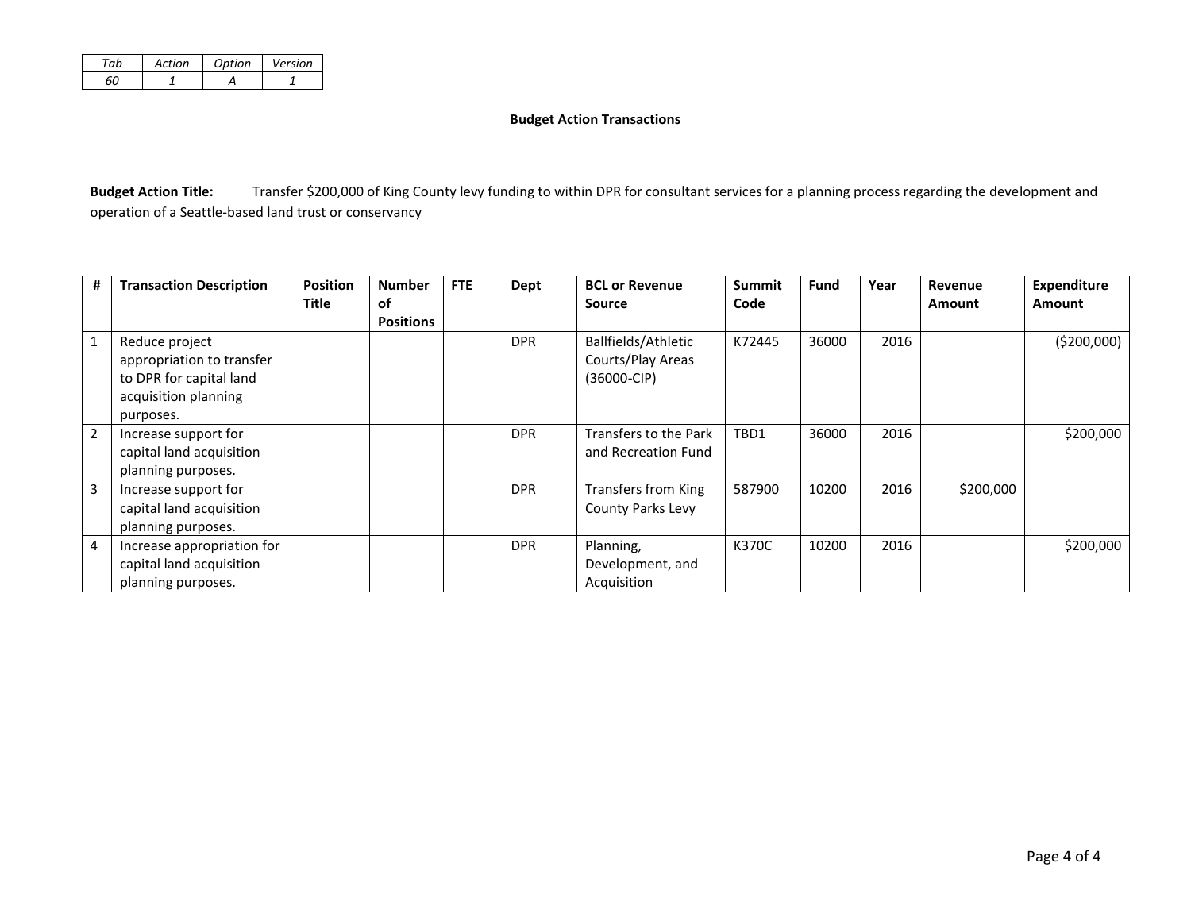| Tab | Action | Option | Version |
|---|---|---|---|
| 60 | 1 | A | 1 |

**Budget Action Transactions**

**Budget Action Title:** Transfer $200,000 of King County levy funding to within DPR for consultant services for a planning process regarding the development and operation of a Seattle-based land trust or conservancy

| # | Transaction Description | Position Title | Number of Positions | FTE | Dept | BCL or Revenue Source | Summit Code | Fund | Year | Revenue Amount | Expenditure Amount |
|---|---|---|---|---|---|---|---|---|---|---|---|
| 1 | Reduce project appropriation to transfer to DPR for capital land acquisition planning purposes. | | | | DPR | Ballfields/Athletic Courts/Play Areas (36000-CIP) | K72445 | 36000 | 2016 | | ($200,000) |
| 2 | Increase support for capital land acquisition planning purposes. | | | | DPR | Transfers to the Park and Recreation Fund | TBD1 | 36000 | 2016 | | $200,000 |
| 3 | Increase support for capital land acquisition planning purposes. | | | | DPR | Transfers from King County Parks Levy | 587900 | 10200 | 2016 | $200,000 | |
| 4 | Increase appropriation for capital land acquisition planning purposes. | | | | DPR | Planning, Development, and Acquisition | K370C | 10200 | 2016 | | $200,000 |